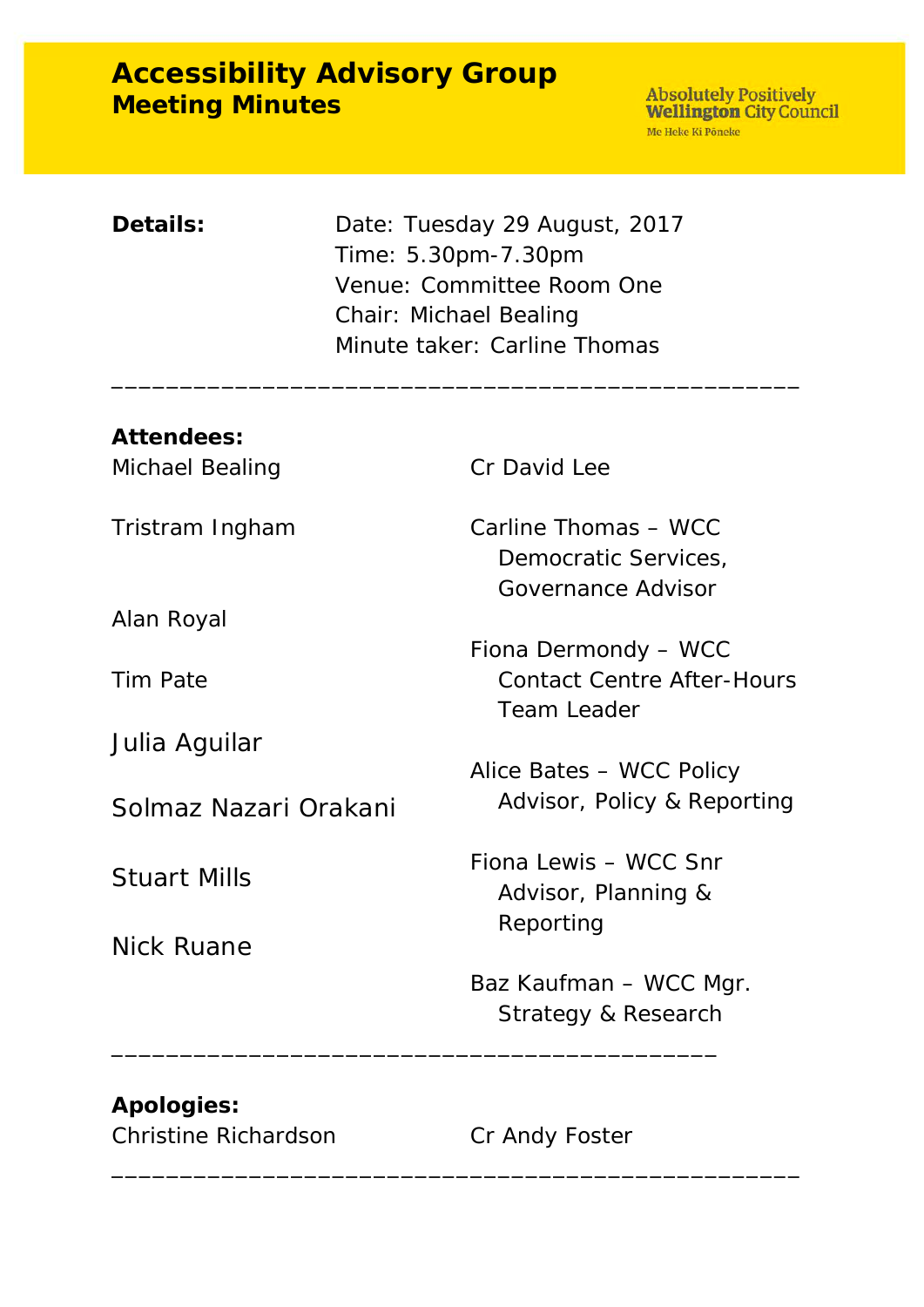# Accessibility Advisory Group
## Meeting Minutes

Absolutely Positively **Wellington** City Council
Me Heke Ki Pōneke

**Details:**

Date: Tuesday 29 August, 2017
Time: 5.30pm-7.30pm
Venue: Committee Room One
Chair: Michael Bealing
Minute taker: Carline Thomas

---

**Attendees:**

Michael Bealing

Tristram Ingham

Alan Royal

Tim Pate

Julia Aguilar

Solmaz Nazari Orakani

Stuart Mills

Nick Ruane

Cr David Lee

Carline Thomas – WCC Democratic Services, Governance Advisor

Fiona Dermondy – WCC Contact Centre After-Hours Team Leader

Alice Bates – WCC Policy Advisor, Policy & Reporting

Fiona Lewis – WCC Snr Advisor, Planning & Reporting

Baz Kaufman – WCC Mgr. Strategy & Research

---

**Apologies:**

Christine Richardson

Cr Andy Foster

---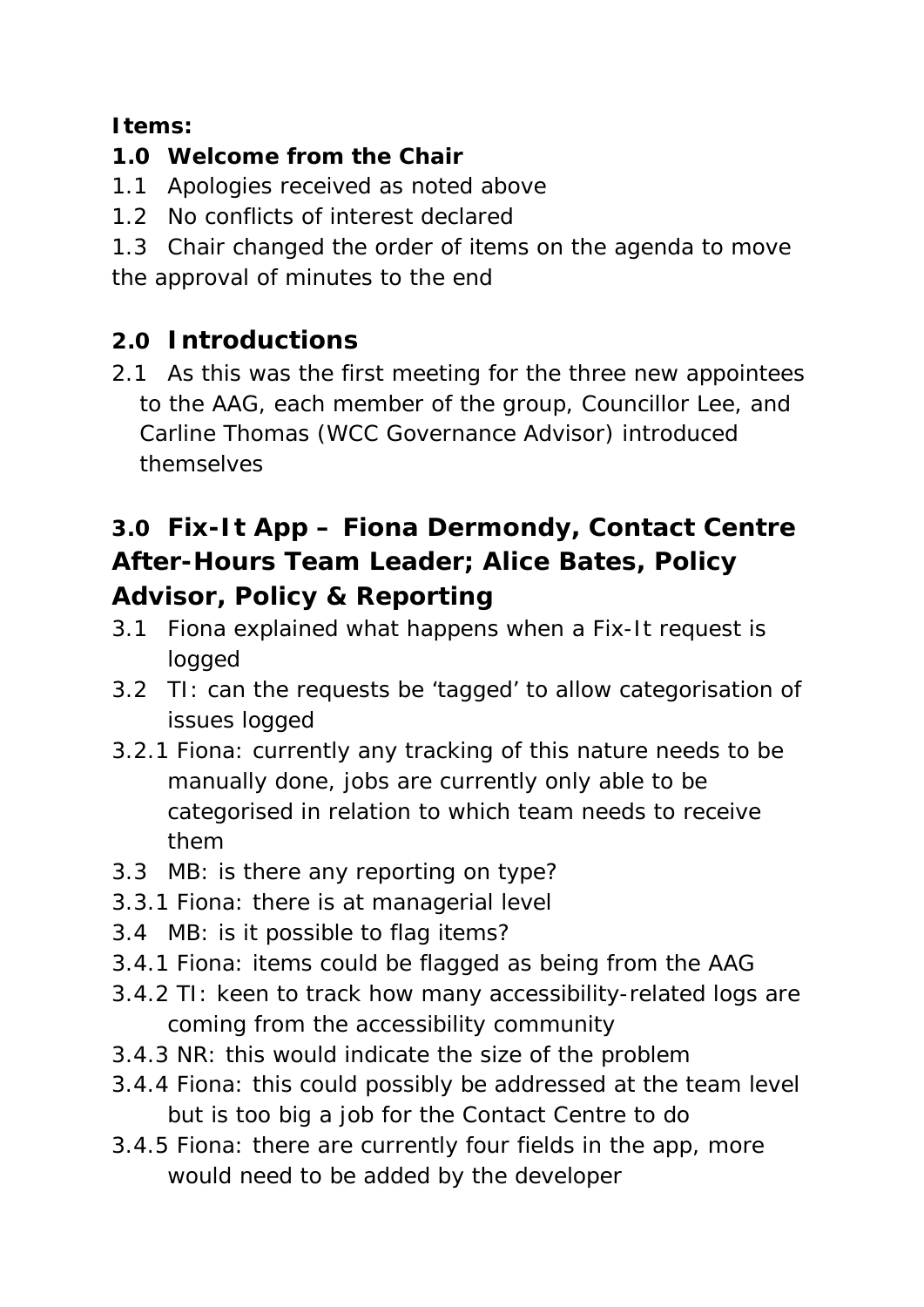**Items:**

**1.0 Welcome from the Chair**

1.1 Apologies received as noted above

1.2 No conflicts of interest declared

1.3 Chair changed the order of items on the agenda to move the approval of minutes to the end

## 2.0 Introductions

2.1 As this was the first meeting for the three new appointees to the AAG, each member of the group, Councillor Lee, and Carline Thomas (WCC Governance Advisor) introduced themselves

## 3.0 Fix-It App – Fiona Dermondy, Contact Centre After-Hours Team Leader; Alice Bates, Policy Advisor, Policy & Reporting

3.1 Fiona explained what happens when a Fix-It request is logged

3.2 TI: can the requests be 'tagged' to allow categorisation of issues logged

3.2.1 Fiona: currently any tracking of this nature needs to be manually done, jobs are currently only able to be categorised in relation to which team needs to receive them

3.3 MB: is there any reporting on type?

3.3.1 Fiona: there is at managerial level

3.4 MB: is it possible to flag items?

3.4.1 Fiona: items could be flagged as being from the AAG

3.4.2 TI: keen to track how many accessibility-related logs are coming from the accessibility community

3.4.3 NR: this would indicate the size of the problem

3.4.4 Fiona: this could possibly be addressed at the team level but is too big a job for the Contact Centre to do

3.4.5 Fiona: there are currently four fields in the app, more would need to be added by the developer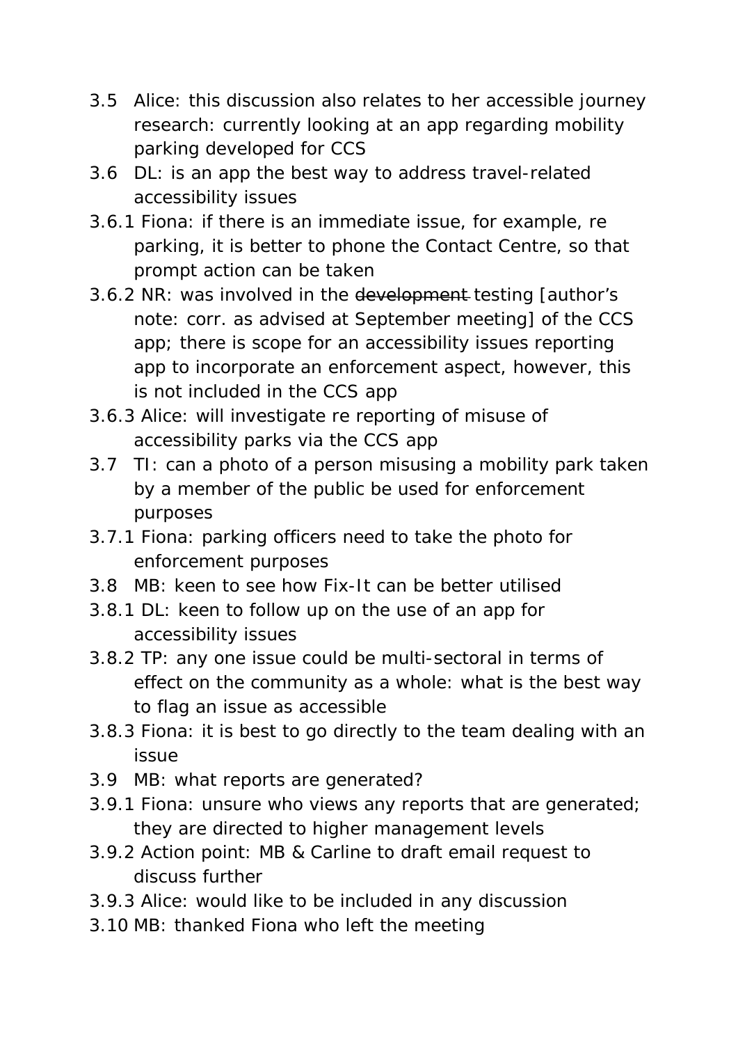3.5 Alice: this discussion also relates to her accessible journey research: currently looking at an app regarding mobility parking developed for CCS

3.6 DL: is an app the best way to address travel-related accessibility issues

3.6.1 Fiona: if there is an immediate issue, for example, re parking, it is better to phone the Contact Centre, so that prompt action can be taken

3.6.2 NR: was involved in the ~~development~~ testing [author's note: corr. as advised at September meeting] of the CCS app; there is scope for an accessibility issues reporting app to incorporate an enforcement aspect, however, this is not included in the CCS app

3.6.3 Alice: will investigate re reporting of misuse of accessibility parks via the CCS app

3.7 TI: can a photo of a person misusing a mobility park taken by a member of the public be used for enforcement purposes

3.7.1 Fiona: parking officers need to take the photo for enforcement purposes

3.8 MB: keen to see how Fix-It can be better utilised

3.8.1 DL: keen to follow up on the use of an app for accessibility issues

3.8.2 TP: any one issue could be multi-sectoral in terms of effect on the community as a whole: what is the best way to flag an issue as accessible

3.8.3 Fiona: it is best to go directly to the team dealing with an issue

3.9 MB: what reports are generated?

3.9.1 Fiona: unsure who views any reports that are generated; they are directed to higher management levels

3.9.2 Action point: MB & Carline to draft email request to discuss further

3.9.3 Alice: would like to be included in any discussion

3.10 MB: thanked Fiona who left the meeting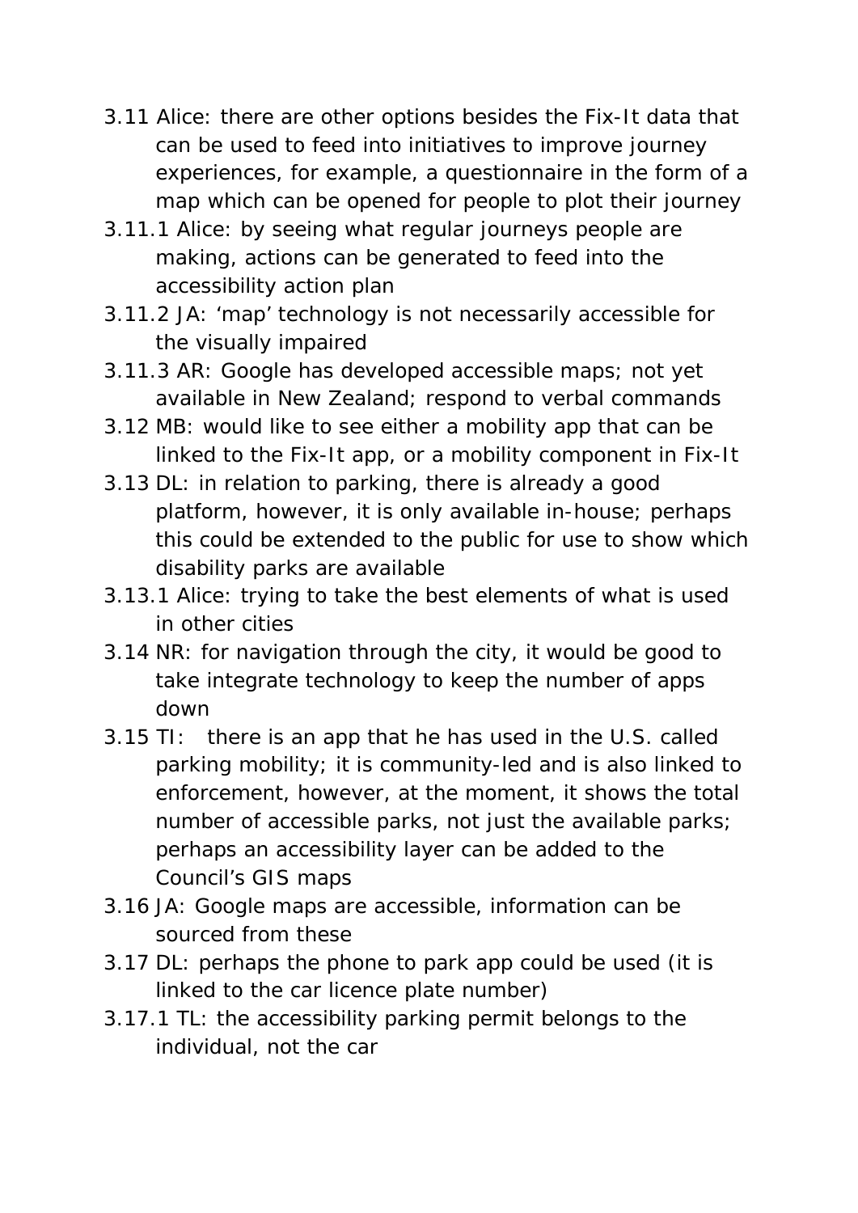3.11 Alice: there are other options besides the Fix-It data that can be used to feed into initiatives to improve journey experiences, for example, a questionnaire in the form of a map which can be opened for people to plot their journey

3.11.1 Alice: by seeing what regular journeys people are making, actions can be generated to feed into the accessibility action plan

3.11.2 JA: 'map' technology is not necessarily accessible for the visually impaired

3.11.3 AR: Google has developed accessible maps; not yet available in New Zealand; respond to verbal commands

3.12 MB: would like to see either a mobility app that can be linked to the Fix-It app, or a mobility component in Fix-It

3.13 DL: in relation to parking, there is already a good platform, however, it is only available in-house; perhaps this could be extended to the public for use to show which disability parks are available

3.13.1 Alice: trying to take the best elements of what is used in other cities

3.14 NR: for navigation through the city, it would be good to take integrate technology to keep the number of apps down

3.15 TI: there is an app that he has used in the U.S. called parking mobility; it is community-led and is also linked to enforcement, however, at the moment, it shows the total number of accessible parks, not just the available parks; perhaps an accessibility layer can be added to the Council's GIS maps

3.16 JA: Google maps are accessible, information can be sourced from these

3.17 DL: perhaps the phone to park app could be used (it is linked to the car licence plate number)

3.17.1 TL: the accessibility parking permit belongs to the individual, not the car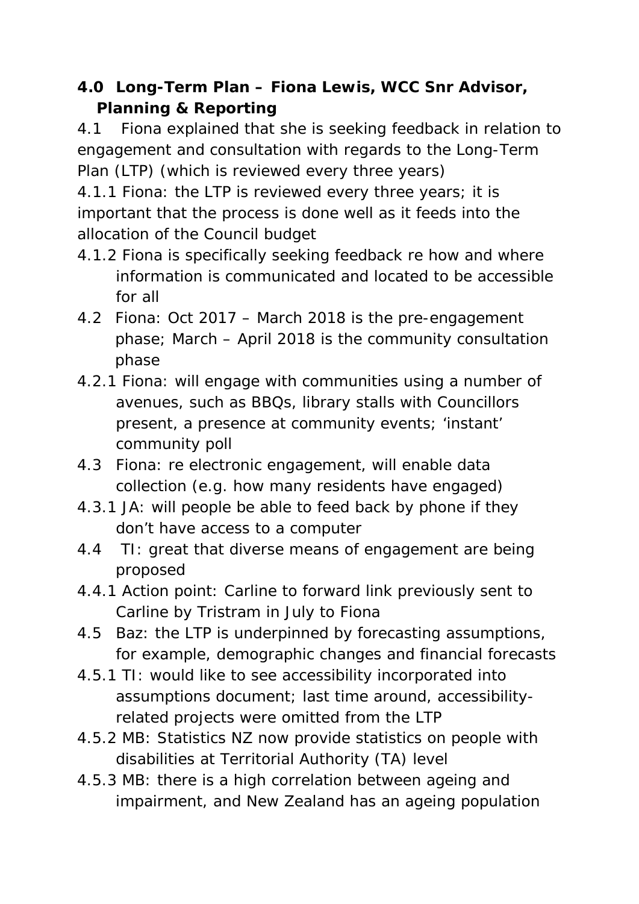## 4.0 Long-Term Plan – Fiona Lewis, WCC Snr Advisor, Planning & Reporting

4.1 Fiona explained that she is seeking feedback in relation to engagement and consultation with regards to the Long-Term Plan (LTP) (which is reviewed every three years)

4.1.1 Fiona: the LTP is reviewed every three years; it is important that the process is done well as it feeds into the allocation of the Council budget

4.1.2 Fiona is specifically seeking feedback re how and where information is communicated and located to be accessible for all

4.2 Fiona: Oct 2017 – March 2018 is the pre-engagement phase; March – April 2018 is the community consultation phase

4.2.1 Fiona: will engage with communities using a number of avenues, such as BBQs, library stalls with Councillors present, a presence at community events; 'instant' community poll

4.3 Fiona: re electronic engagement, will enable data collection (e.g. how many residents have engaged)

4.3.1 JA: will people be able to feed back by phone if they don't have access to a computer

4.4 TI: great that diverse means of engagement are being proposed

4.4.1 Action point: Carline to forward link previously sent to Carline by Tristram in July to Fiona

4.5 Baz: the LTP is underpinned by forecasting assumptions, for example, demographic changes and financial forecasts

4.5.1 TI: would like to see accessibility incorporated into assumptions document; last time around, accessibility-related projects were omitted from the LTP

4.5.2 MB: Statistics NZ now provide statistics on people with disabilities at Territorial Authority (TA) level

4.5.3 MB: there is a high correlation between ageing and impairment, and New Zealand has an ageing population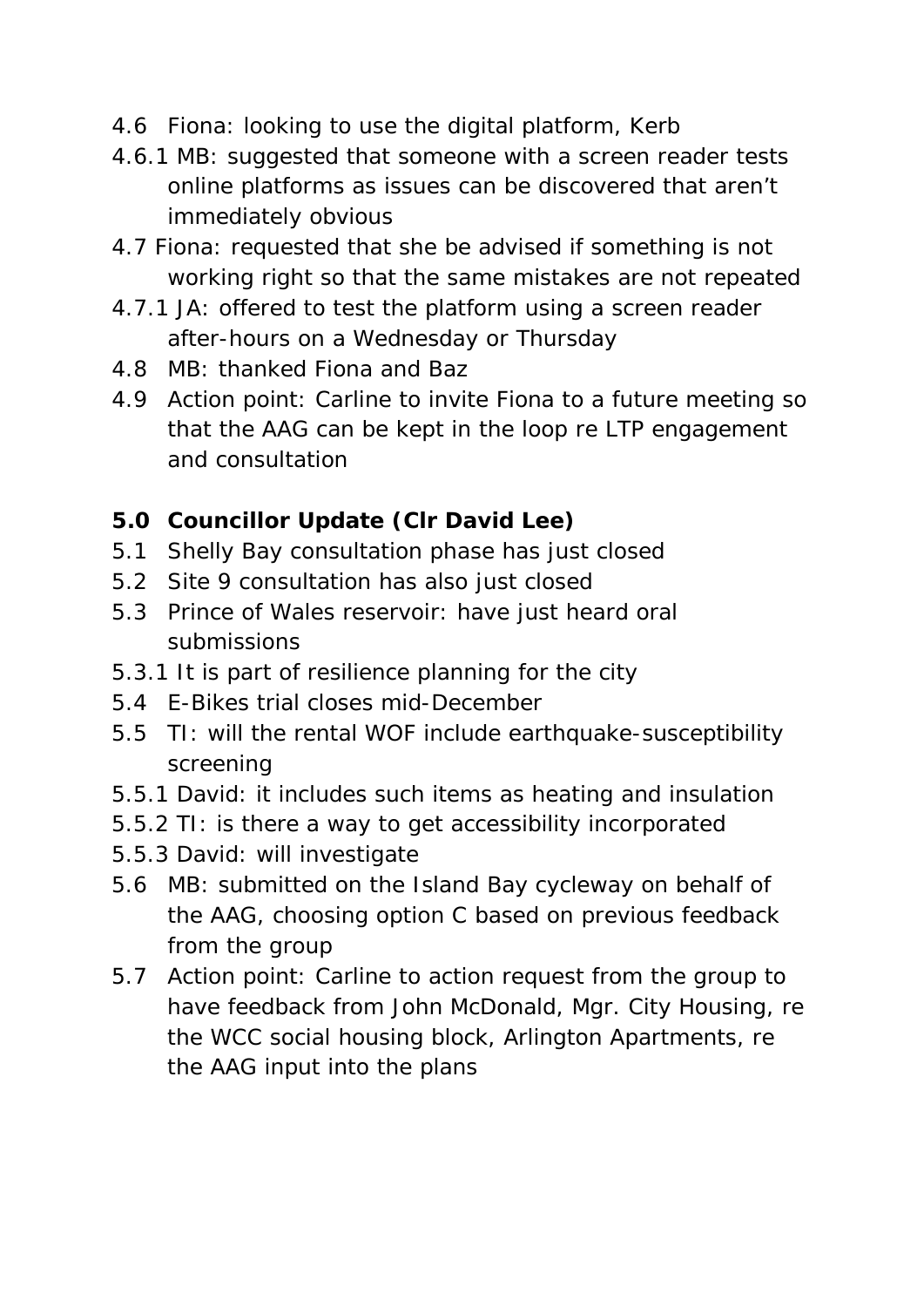4.6 Fiona: looking to use the digital platform, Kerb

4.6.1 MB: suggested that someone with a screen reader tests online platforms as issues can be discovered that aren't immediately obvious

4.7 Fiona: requested that she be advised if something is not working right so that the same mistakes are not repeated

4.7.1 JA: offered to test the platform using a screen reader after-hours on a Wednesday or Thursday

4.8 MB: thanked Fiona and Baz

4.9 Action point: Carline to invite Fiona to a future meeting so that the AAG can be kept in the loop re LTP engagement and consultation

**5.0 Councillor Update (Clr David Lee)**

5.1 Shelly Bay consultation phase has just closed

5.2 Site 9 consultation has also just closed

5.3 Prince of Wales reservoir: have just heard oral submissions

5.3.1 It is part of resilience planning for the city

5.4 E-Bikes trial closes mid-December

5.5 TI: will the rental WOF include earthquake-susceptibility screening

5.5.1 David: it includes such items as heating and insulation

5.5.2 TI: is there a way to get accessibility incorporated

5.5.3 David: will investigate

5.6 MB: submitted on the Island Bay cycleway on behalf of the AAG, choosing option C based on previous feedback from the group

5.7 Action point: Carline to action request from the group to have feedback from John McDonald, Mgr. City Housing, re the WCC social housing block, Arlington Apartments, re the AAG input into the plans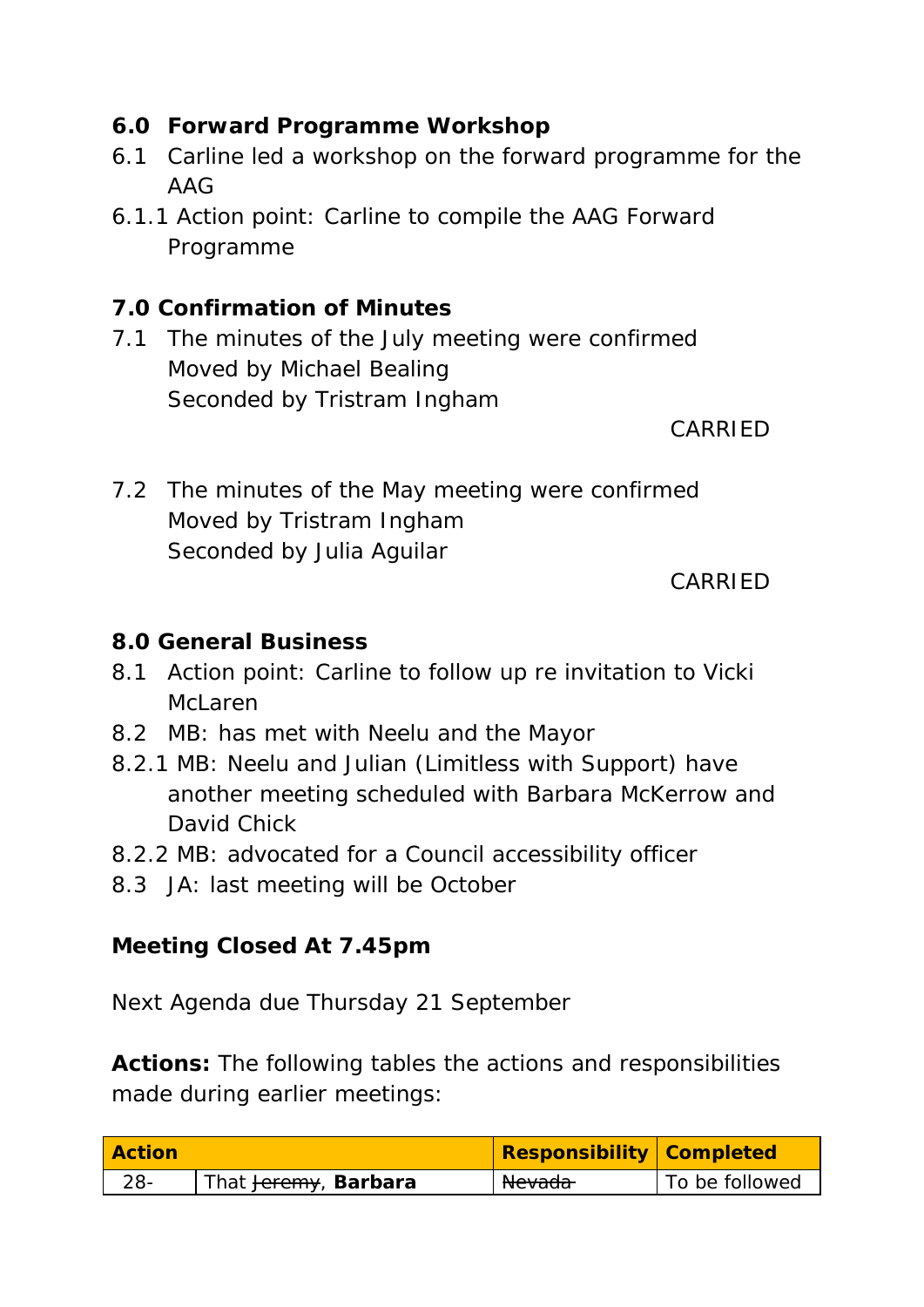## 6.0 Forward Programme Workshop

6.1 Carline led a workshop on the forward programme for the AAG

6.1.1 Action point: Carline to compile the AAG Forward Programme

## 7.0 Confirmation of Minutes

7.1 The minutes of the July meeting were confirmed
Moved by Michael Bealing
Seconded by Tristram Ingham

CARRIED

7.2 The minutes of the May meeting were confirmed
Moved by Tristram Ingham
Seconded by Julia Aguilar

CARRIED

## 8.0 General Business

8.1 Action point: Carline to follow up re invitation to Vicki McLaren

8.2 MB: has met with Neelu and the Mayor

8.2.1 MB: Neelu and Julian (Limitless with Support) have another meeting scheduled with Barbara McKerrow and David Chick

8.2.2 MB: advocated for a Council accessibility officer

8.3 JA: last meeting will be October

**Meeting Closed At 7.45pm**

Next Agenda due Thursday 21 September

**Actions:** The following tables the actions and responsibilities made during earlier meetings:

| Action | | Responsibility | Completed |
|---|---|---|---|
| 28- | That ~~Jeremy~~, **Barbara** | ~~Nevada~~ | To be followed |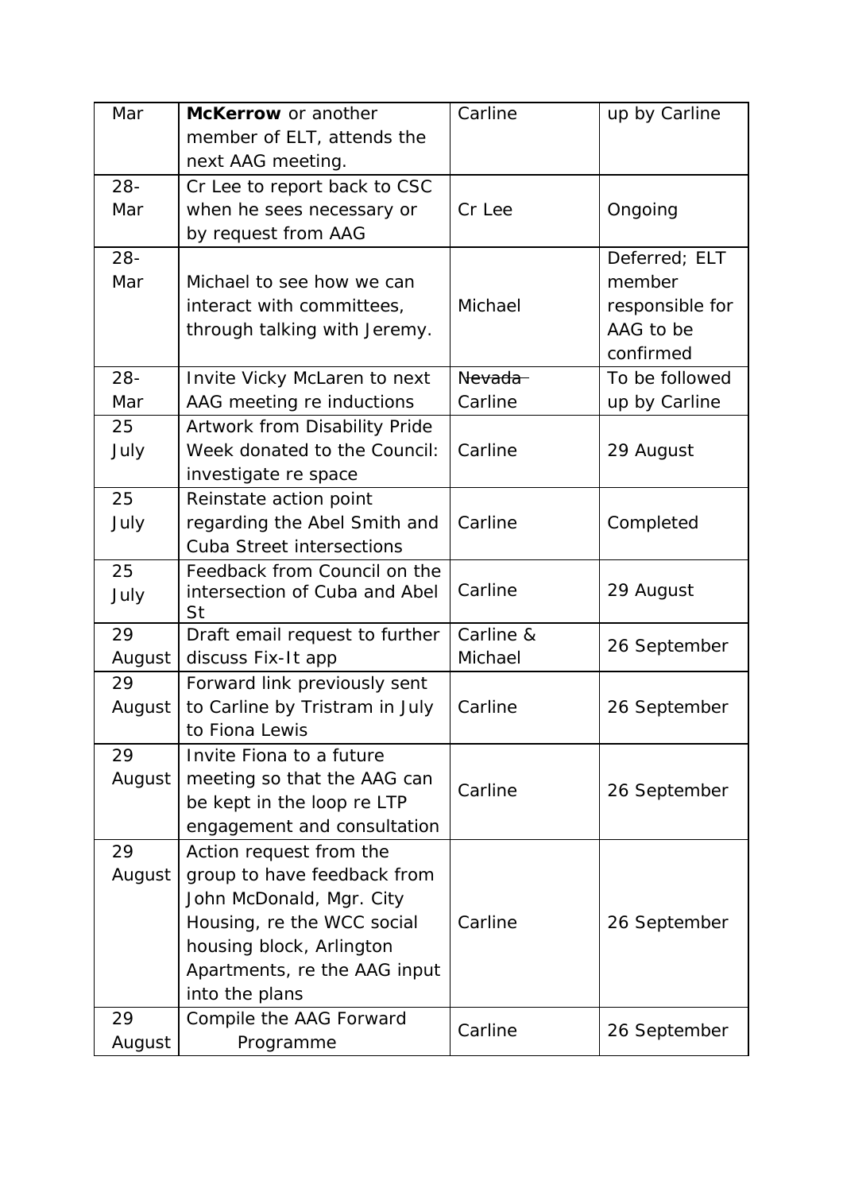| | | | |
|---|---|---|---|
| Mar | **McKerrow** or another member of ELT, attends the next AAG meeting. | Carline | up by Carline |
| 28-Mar | Cr Lee to report back to CSC when he sees necessary or by request from AAG | Cr Lee | Ongoing |
| 28-Mar | Michael to see how we can interact with committees, through talking with Jeremy. | Michael | Deferred; ELT member responsible for AAG to be confirmed |
| 28-Mar | Invite Vicky McLaren to next AAG meeting re inductions | ~~Nevada~~ Carline | To be followed up by Carline |
| 25 July | Artwork from Disability Pride Week donated to the Council: investigate re space | Carline | 29 August |
| 25 July | Reinstate action point regarding the Abel Smith and Cuba Street intersections | Carline | Completed |
| 25 July | Feedback from Council on the intersection of Cuba and Abel St | Carline | 29 August |
| 29 August | Draft email request to further discuss Fix-It app | Carline & Michael | 26 September |
| 29 August | Forward link previously sent to Carline by Tristram in July to Fiona Lewis | Carline | 26 September |
| 29 August | Invite Fiona to a future meeting so that the AAG can be kept in the loop re LTP engagement and consultation | Carline | 26 September |
| 29 August | Action request from the group to have feedback from John McDonald, Mgr. City Housing, re the WCC social housing block, Arlington Apartments, re the AAG input into the plans | Carline | 26 September |
| 29 August | Compile the AAG Forward Programme | Carline | 26 September |